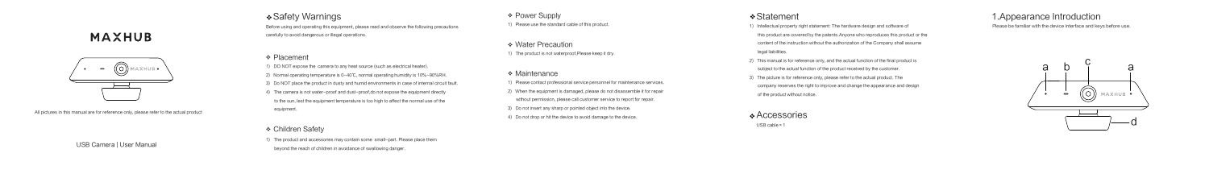# MAXHUB

All pictures in this manual are for reference only, please refer to the actual product

USB Camera | User Manual

## ❖ Safety Warnings

Before using and operating this equipment, please read and observe the following precautions carefully to avoid dangerous or illegal operations.

### ❖ Placement

1) DO NOT expose the camera to any heat source (such as electrical heater).
2) Normal operating temperature is 0~40℃, normal operating humidity is 10%~90%RH.
3) Do NOT place the product in dusty and humid environments in case of internal circuit fault.
4) The camera is not water-proof and dust-proof,do not expose the equipment directly to the sun, lest the equipment temperature is too high to affect the normal use of the equipment.

### ❖ Children Safety

1) The product and accessories may contain some small-part. Please place them beyond the reach of children in avoidance of swallowing danger.

### ❖ Power Supply

1) Please use the standard cable of this product.

### ❖ Water Precaution

1) The product is not waterproof.Please keep it dry.

### ❖ Maintenance

1) Please contact professional service personnel for maintenance services.
2) When the equipment is damaged, please do not disassemble it for repair without permission, please call customer service to report for repair.
3) Do not insert any sharp or pointed object into the device.
4) Do not drop or hit the device to avoid damage to the device.

## ❖ Statement

1) Intellectual property right statement: The hardware design and software of this product are covered by the patents.Anyone who reproduces this product or the content of the instruction without the authorization of the Company shall assume legal liabilities.
2) This manual is for reference only, and the actual function of the final product is subject to the actual function of the product received by the customer.
3) The picture is for reference only, please refer to the actual product. The company reserves the right to improve and change the appearance and design of the product without notice.

## ❖ Accessories

USB cable × 1

## 1.Appearance Introduction

Please be familiar with the device interface and keys before use.

a b c a d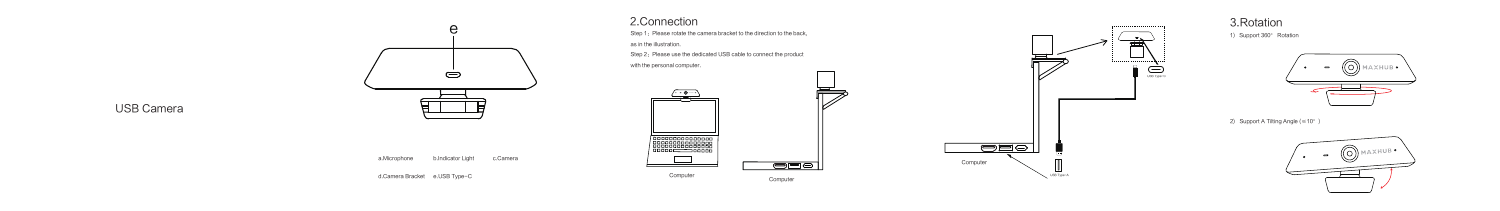USB Camera

e

a.Microphone b.Indicator Light c.Camera

d.Camera Bracket e.USB Type-C

## 2.Connection

Step 1：Please rotate the camera bracket to the direction to the back, as in the illustration.

Step 2：Please use the dedicated USB cable to connect the product with the personal computer.

Computer

Computer

Computer

USB Type-C

USB Type-A

## 3.Rotation

1) Support 360° Rotation

MAXHUB

2) Support A Tilting Angle (±10° )

MAXHUB